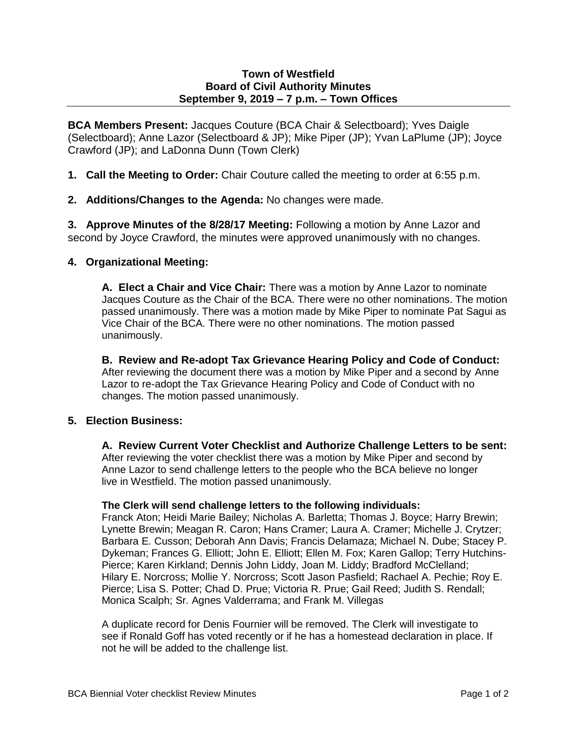**Town of Westfield**
**Board of Civil Authority Minutes**
**September 9, 2019 – 7 p.m. – Town Offices**

**BCA Members Present:** Jacques Couture (BCA Chair & Selectboard); Yves Daigle (Selectboard); Anne Lazor (Selectboard & JP); Mike Piper (JP); Yvan LaPlume (JP); Joyce Crawford (JP); and LaDonna Dunn (Town Clerk)

1. **Call the Meeting to Order:** Chair Couture called the meeting to order at 6:55 p.m.

2. **Additions/Changes to the Agenda:** No changes were made.

3. **Approve Minutes of the 8/28/17 Meeting:** Following a motion by Anne Lazor and second by Joyce Crawford, the minutes were approved unanimously with no changes.

4. **Organizational Meeting:**

   **A. Elect a Chair and Vice Chair:** There was a motion by Anne Lazor to nominate Jacques Couture as the Chair of the BCA. There were no other nominations. The motion passed unanimously. There was a motion made by Mike Piper to nominate Pat Sagui as Vice Chair of the BCA. There were no other nominations. The motion passed unanimously.

   **B. Review and Re-adopt Tax Grievance Hearing Policy and Code of Conduct:** After reviewing the document there was a motion by Mike Piper and a second by Anne Lazor to re-adopt the Tax Grievance Hearing Policy and Code of Conduct with no changes. The motion passed unanimously.

5. **Election Business:**

   **A. Review Current Voter Checklist and Authorize Challenge Letters to be sent:** After reviewing the voter checklist there was a motion by Mike Piper and second by Anne Lazor to send challenge letters to the people who the BCA believe no longer live in Westfield. The motion passed unanimously.

   **The Clerk will send challenge letters to the following individuals:**
   Franck Aton; Heidi Marie Bailey; Nicholas A. Barletta; Thomas J. Boyce; Harry Brewin; Lynette Brewin; Meagan R. Caron; Hans Cramer; Laura A. Cramer; Michelle J. Crytzer; Barbara E. Cusson; Deborah Ann Davis; Francis Delamaza; Michael N. Dube; Stacey P. Dykeman; Frances G. Elliott; John E. Elliott; Ellen M. Fox; Karen Gallop; Terry Hutchins-Pierce; Karen Kirkland; Dennis John Liddy, Joan M. Liddy; Bradford McClelland; Hilary E. Norcross; Mollie Y. Norcross; Scott Jason Pasfield; Rachael A. Pechie; Roy E. Pierce; Lisa S. Potter; Chad D. Prue; Victoria R. Prue; Gail Reed; Judith S. Rendall; Monica Scalph; Sr. Agnes Valderrama; and Frank M. Villegas

   A duplicate record for Denis Fournier will be removed. The Clerk will investigate to see if Ronald Goff has voted recently or if he has a homestead declaration in place. If not he will be added to the challenge list.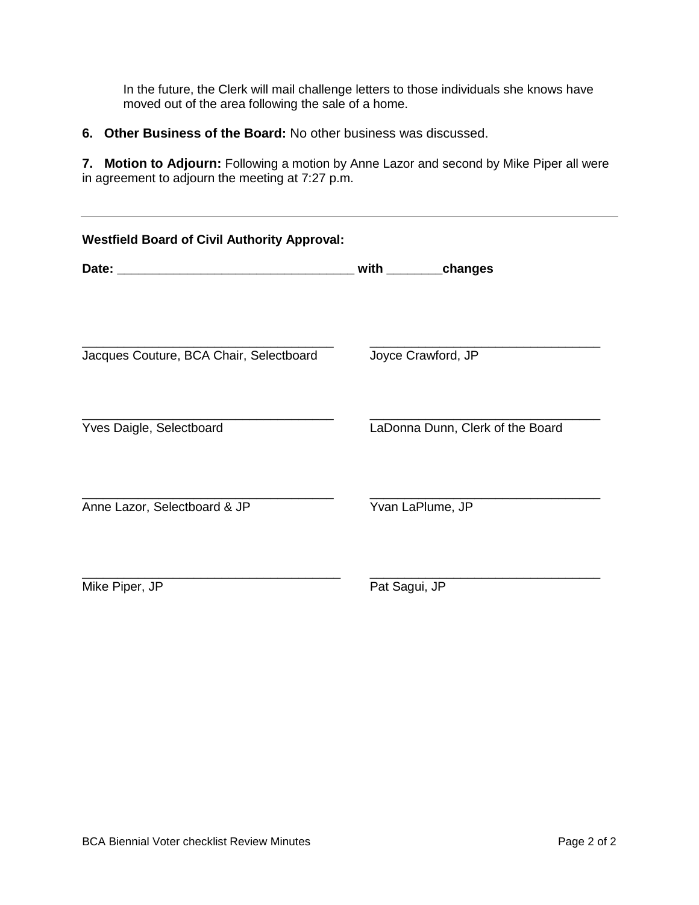In the future, the Clerk will mail challenge letters to those individuals she knows have moved out of the area following the sale of a home.

**6. Other Business of the Board:** No other business was discussed.

**7. Motion to Adjourn:** Following a motion by Anne Lazor and second by Mike Piper all were in agreement to adjourn the meeting at 7:27 p.m.

---

**Westfield Board of Civil Authority Approval:**

**Date: __________________________________ with ________changes**

| | |
|---|---|
| ____________________________________ | ____________________________________ |
| Jacques Couture, BCA Chair, Selectboard | Joyce Crawford, JP |
| ____________________________________ | ____________________________________ |
| Yves Daigle, Selectboard | LaDonna Dunn, Clerk of the Board |
| ____________________________________ | ____________________________________ |
| Anne Lazor, Selectboard & JP | Yvan LaPlume, JP |
| ____________________________________ | ____________________________________ |
| Mike Piper, JP | Pat Sagui, JP |